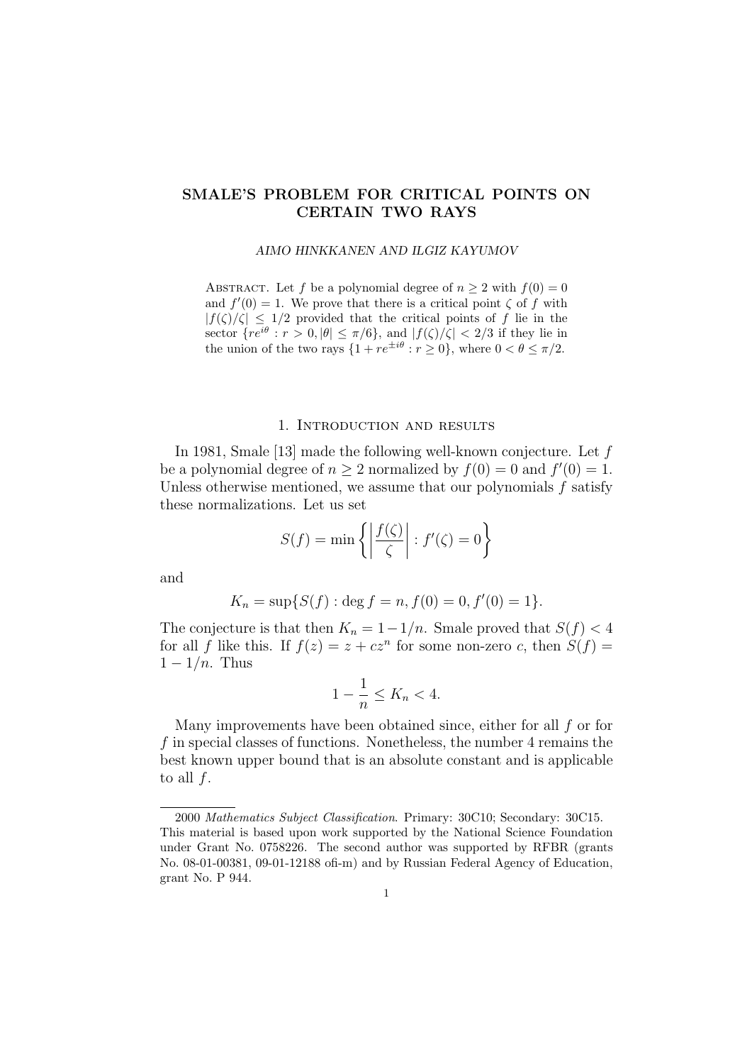# SMALE'S PROBLEM FOR CRITICAL POINTS ON CERTAIN TWO RAYS

*AIMO HINKKANEN AND ILGIZ KAYUMOV*

Abstract. Let $f$ be a polynomial degree of $n \geq 2$ with $f(0) = 0$ and $f'(0) = 1$. We prove that there is a critical point $\zeta$ of $f$ with $|f(\zeta)/\zeta| \leq 1/2$ provided that the critical points of $f$ lie in the sector $\{re^{i\theta} : r > 0, |\theta| \leq \pi/6\}$, and $|f(\zeta)/\zeta| < 2/3$ if they lie in the union of the two rays $\{1 + re^{\pm i\theta} : r \geq 0\}$, where $0 < \theta \leq \pi/2$.

## 1. Introduction and results

In 1981, Smale [13] made the following well-known conjecture. Let $f$ be a polynomial degree of $n \geq 2$ normalized by $f(0) = 0$ and $f'(0) = 1$. Unless otherwise mentioned, we assume that our polynomials $f$ satisfy these normalizations. Let us set

$$S(f) = \min \left\{ \left| \frac{f(\zeta)}{\zeta} \right| : f'(\zeta) = 0 \right\}$$

and

$$K_n = \sup\{S(f) : \deg f = n, f(0) = 0, f'(0) = 1\}.$$

The conjecture is that then $K_n = 1 - 1/n$. Smale proved that $S(f) < 4$ for all $f$ like this. If $f(z) = z + cz^n$ for some non-zero $c$, then $S(f) = 1 - 1/n$. Thus

$$1 - \frac{1}{n} \leq K_n < 4.$$

Many improvements have been obtained since, either for all $f$ or for $f$ in special classes of functions. Nonetheless, the number 4 remains the best known upper bound that is an absolute constant and is applicable to all $f$.

---

2000 *Mathematics Subject Classification*. Primary: 30C10; Secondary: 30C15.
This material is based upon work supported by the National Science Foundation under Grant No. 0758226. The second author was supported by RFBR (grants No. 08-01-00381, 09-01-12188 ofi-m) and by Russian Federal Agency of Education, grant No. P 944.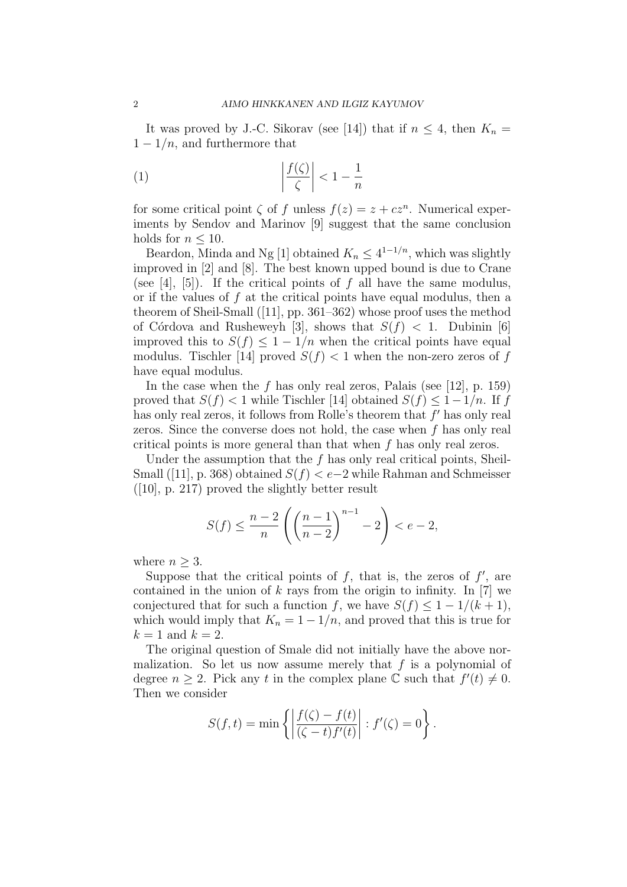It was proved by J.-C. Sikorav (see [14]) that if $n \leq 4$, then $K_n = 1 - 1/n$, and furthermore that

$$\left| \frac{f(\zeta)}{\zeta} \right| < 1 - \frac{1}{n} \tag{1}$$

for some critical point $\zeta$ of $f$ unless $f(z) = z + cz^n$. Numerical experiments by Sendov and Marinov [9] suggest that the same conclusion holds for $n \leq 10$.

Beardon, Minda and Ng [1] obtained $K_n \leq 4^{1-1/n}$, which was slightly improved in [2] and [8]. The best known upped bound is due to Crane (see [4], [5]). If the critical points of $f$ all have the same modulus, or if the values of $f$ at the critical points have equal modulus, then a theorem of Sheil-Small ([11], pp. 361–362) whose proof uses the method of Córdova and Rusheweyh [3], shows that $S(f) < 1$. Dubinin [6] improved this to $S(f) \leq 1 - 1/n$ when the critical points have equal modulus. Tischler [14] proved $S(f) < 1$ when the non-zero zeros of $f$ have equal modulus.

In the case when the $f$ has only real zeros, Palais (see [12], p. 159) proved that $S(f) < 1$ while Tischler [14] obtained $S(f) \leq 1 - 1/n$. If $f$ has only real zeros, it follows from Rolle's theorem that $f'$ has only real zeros. Since the converse does not hold, the case when $f$ has only real critical points is more general than that when $f$ has only real zeros.

Under the assumption that the $f$ has only real critical points, Sheil-Small ([11], p. 368) obtained $S(f) < e-2$ while Rahman and Schmeisser ([10], p. 217) proved the slightly better result

$$S(f) \leq \frac{n-2}{n} \left( \left( \frac{n-1}{n-2} \right)^{n-1} - 2 \right) < e - 2,$$

where $n \geq 3$.

Suppose that the critical points of $f$, that is, the zeros of $f'$, are contained in the union of $k$ rays from the origin to infinity. In [7] we conjectured that for such a function $f$, we have $S(f) \leq 1 - 1/(k+1)$, which would imply that $K_n = 1 - 1/n$, and proved that this is true for $k = 1$ and $k = 2$.

The original question of Smale did not initially have the above normalization. So let us now assume merely that $f$ is a polynomial of degree $n \geq 2$. Pick any $t$ in the complex plane $\mathbb{C}$ such that $f'(t) \neq 0$. Then we consider

$$S(f,t) = \min \left\{ \left| \frac{f(\zeta) - f(t)}{(\zeta - t) f'(t)} \right| : f'(\zeta) = 0 \right\}.$$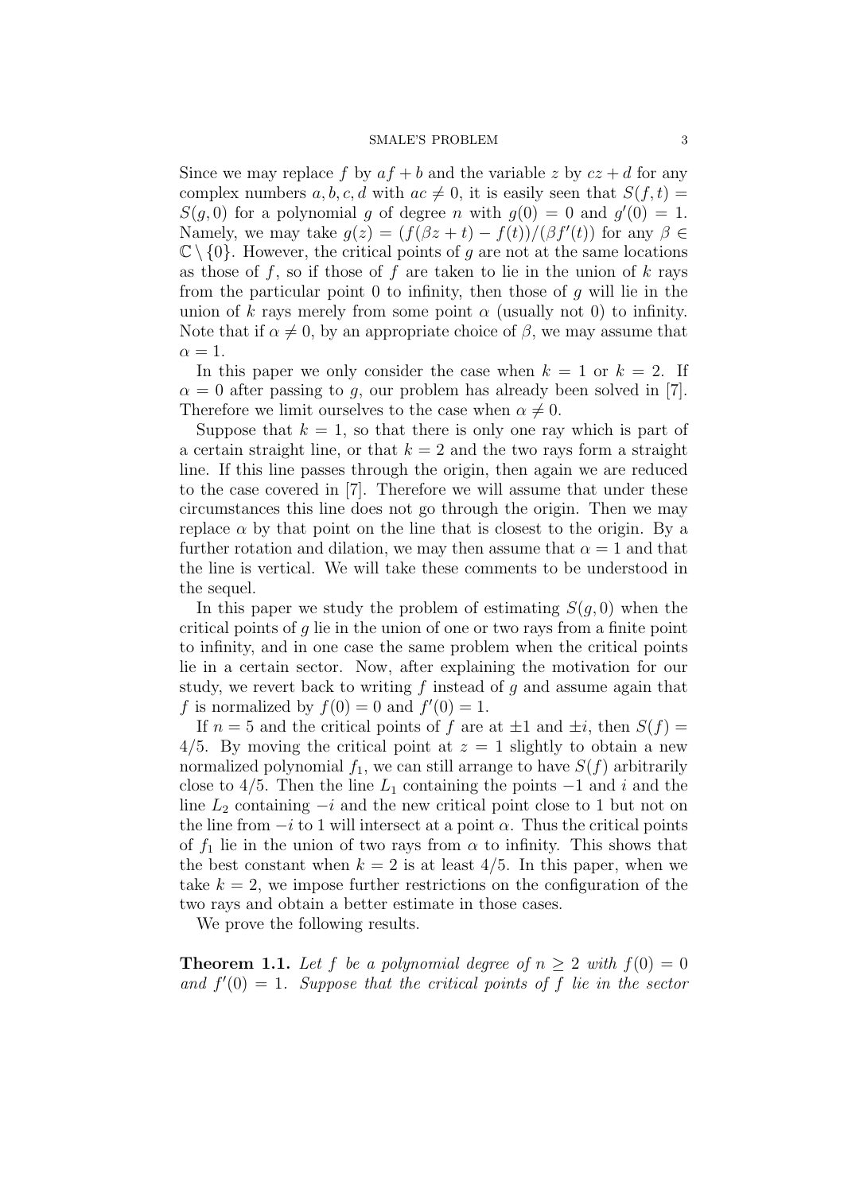Since we may replace $f$ by $af + b$ and the variable $z$ by $cz + d$ for any complex numbers $a, b, c, d$ with $ac \neq 0$, it is easily seen that $S(f, t) = S(g, 0)$ for a polynomial $g$ of degree $n$ with $g(0) = 0$ and $g'(0) = 1$. Namely, we may take $g(z) = (f(\beta z + t) - f(t))/(\beta f'(t))$ for any $\beta \in \mathbb{C} \setminus \{0\}$. However, the critical points of $g$ are not at the same locations as those of $f$, so if those of $f$ are taken to lie in the union of $k$ rays from the particular point 0 to infinity, then those of $g$ will lie in the union of $k$ rays merely from some point $\alpha$ (usually not 0) to infinity. Note that if $\alpha \neq 0$, by an appropriate choice of $\beta$, we may assume that $\alpha = 1$.

In this paper we only consider the case when $k = 1$ or $k = 2$. If $\alpha = 0$ after passing to $g$, our problem has already been solved in [7]. Therefore we limit ourselves to the case when $\alpha \neq 0$.

Suppose that $k = 1$, so that there is only one ray which is part of a certain straight line, or that $k = 2$ and the two rays form a straight line. If this line passes through the origin, then again we are reduced to the case covered in [7]. Therefore we will assume that under these circumstances this line does not go through the origin. Then we may replace $\alpha$ by that point on the line that is closest to the origin. By a further rotation and dilation, we may then assume that $\alpha = 1$ and that the line is vertical. We will take these comments to be understood in the sequel.

In this paper we study the problem of estimating $S(g, 0)$ when the critical points of $g$ lie in the union of one or two rays from a finite point to infinity, and in one case the same problem when the critical points lie in a certain sector. Now, after explaining the motivation for our study, we revert back to writing $f$ instead of $g$ and assume again that $f$ is normalized by $f(0) = 0$ and $f'(0) = 1$.

If $n = 5$ and the critical points of $f$ are at $\pm 1$ and $\pm i$, then $S(f) = 4/5$. By moving the critical point at $z = 1$ slightly to obtain a new normalized polynomial $f_1$, we can still arrange to have $S(f)$ arbitrarily close to $4/5$. Then the line $L_1$ containing the points $-1$ and $i$ and the line $L_2$ containing $-i$ and the new critical point close to 1 but not on the line from $-i$ to 1 will intersect at a point $\alpha$. Thus the critical points of $f_1$ lie in the union of two rays from $\alpha$ to infinity. This shows that the best constant when $k = 2$ is at least $4/5$. In this paper, when we take $k = 2$, we impose further restrictions on the configuration of the two rays and obtain a better estimate in those cases.

We prove the following results.

**Theorem 1.1.** *Let $f$ be a polynomial degree of $n \geq 2$ with $f(0) = 0$ and $f'(0) = 1$. Suppose that the critical points of $f$ lie in the sector*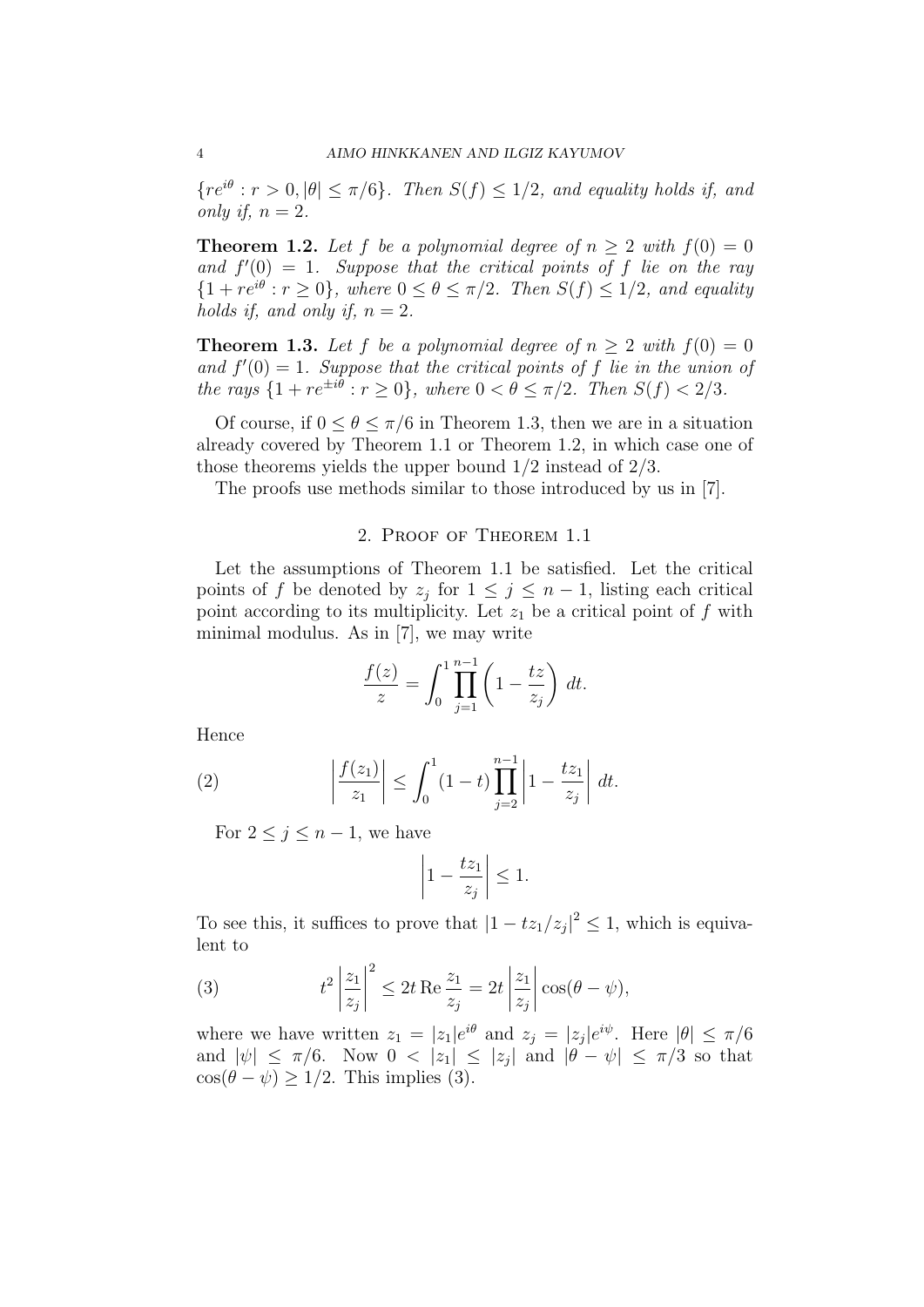$\{re^{i\theta} : r > 0, |\theta| \leq \pi/6\}$. *Then $S(f) \leq 1/2$, and equality holds if, and only if, $n = 2$.*

**Theorem 1.2.** *Let $f$ be a polynomial degree of $n \geq 2$ with $f(0) = 0$ and $f'(0) = 1$. Suppose that the critical points of $f$ lie on the ray $\{1 + re^{i\theta} : r \geq 0\}$, where $0 \leq \theta \leq \pi/2$. Then $S(f) \leq 1/2$, and equality holds if, and only if, $n = 2$.*

**Theorem 1.3.** *Let $f$ be a polynomial degree of $n \geq 2$ with $f(0) = 0$ and $f'(0) = 1$. Suppose that the critical points of $f$ lie in the union of the rays $\{1 + re^{\pm i\theta} : r \geq 0\}$, where $0 < \theta \leq \pi/2$. Then $S(f) < 2/3$.*

Of course, if $0 \leq \theta \leq \pi/6$ in Theorem 1.3, then we are in a situation already covered by Theorem 1.1 or Theorem 1.2, in which case one of those theorems yields the upper bound $1/2$ instead of $2/3$.

The proofs use methods similar to those introduced by us in [7].

## 2. Proof of Theorem 1.1

Let the assumptions of Theorem 1.1 be satisfied. Let the critical points of $f$ be denoted by $z_j$ for $1 \leq j \leq n-1$, listing each critical point according to its multiplicity. Let $z_1$ be a critical point of $f$ with minimal modulus. As in [7], we may write

$$\frac{f(z)}{z} = \int_0^1 \prod_{j=1}^{n-1} \left(1 - \frac{tz}{z_j}\right) \, dt.$$

Hence

$$\left| \frac{f(z_1)}{z_1} \right| \leq \int_0^1 (1-t) \prod_{j=2}^{n-1} \left| 1 - \frac{tz_1}{z_j} \right| \, dt. \tag{2}$$

For $2 \leq j \leq n-1$, we have

$$\left| 1 - \frac{tz_1}{z_j} \right| \leq 1.$$

To see this, it suffices to prove that $|1 - tz_1/z_j|^2 \leq 1$, which is equivalent to

$$t^2 \left| \frac{z_1}{z_j} \right|^2 \leq 2t \operatorname{Re} \frac{z_1}{z_j} = 2t \left| \frac{z_1}{z_j} \right| \cos(\theta - \psi), \tag{3}$$

where we have written $z_1 = |z_1|e^{i\theta}$ and $z_j = |z_j|e^{i\psi}$. Here $|\theta| \leq \pi/6$ and $|\psi| \leq \pi/6$. Now $0 < |z_1| \leq |z_j|$ and $|\theta - \psi| \leq \pi/3$ so that $\cos(\theta - \psi) \geq 1/2$. This implies (3).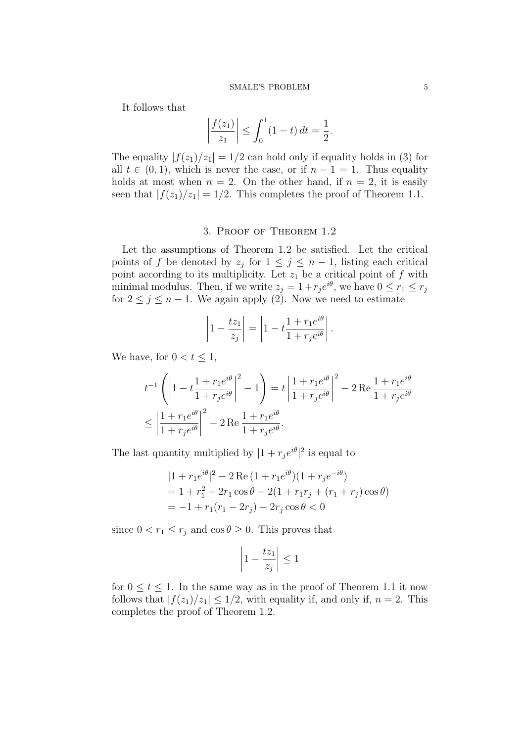It follows that

$$\left|\frac{f(z_1)}{z_1}\right| \le \int_0^1 (1-t)\,dt = \frac{1}{2}.$$

The equality $|f(z_1)/z_1| = 1/2$ can hold only if equality holds in (3) for all $t \in (0,1)$, which is never the case, or if $n-1=1$. Thus equality holds at most when $n=2$. On the other hand, if $n=2$, it is easily seen that $|f(z_1)/z_1| = 1/2$. This completes the proof of Theorem 1.1.

## 3. Proof of Theorem 1.2

Let the assumptions of Theorem 1.2 be satisfied. Let the critical points of $f$ be denoted by $z_j$ for $1 \le j \le n-1$, listing each critical point according to its multiplicity. Let $z_1$ be a critical point of $f$ with minimal modulus. Then, if we write $z_j = 1 + r_j e^{i\theta}$, we have $0 \le r_1 \le r_j$ for $2 \le j \le n-1$. We again apply (2). Now we need to estimate

$$\left|1 - \frac{tz_1}{z_j}\right| = \left|1 - t\frac{1+r_1e^{i\theta}}{1+r_je^{i\theta}}\right|.$$

We have, for $0 < t \le 1$,

$$\begin{aligned}
&t^{-1}\left(\left|1 - t\frac{1+r_1e^{i\theta}}{1+r_je^{i\theta}}\right|^2 - 1\right) = t\left|\frac{1+r_1e^{i\theta}}{1+r_je^{i\theta}}\right|^2 - 2\,\mathrm{Re}\,\frac{1+r_1e^{i\theta}}{1+r_je^{i\theta}} \\
&\le \left|\frac{1+r_1e^{i\theta}}{1+r_je^{i\theta}}\right|^2 - 2\,\mathrm{Re}\,\frac{1+r_1e^{i\theta}}{1+r_je^{i\theta}}.
\end{aligned}$$

The last quantity multiplied by $|1 + r_je^{i\theta}|^2$ is equal to

$$\begin{aligned}
&|1+r_1e^{i\theta}|^2 - 2\,\mathrm{Re}\,(1+r_1e^{i\theta})(1+r_je^{-i\theta}) \\
&= 1 + r_1^2 + 2r_1\cos\theta - 2(1 + r_1r_j + (r_1+r_j)\cos\theta) \\
&= -1 + r_1(r_1 - 2r_j) - 2r_j\cos\theta < 0
\end{aligned}$$

since $0 < r_1 \le r_j$ and $\cos\theta \ge 0$. This proves that

$$\left|1 - \frac{tz_1}{z_j}\right| \le 1$$

for $0 \le t \le 1$. In the same way as in the proof of Theorem 1.1 it now follows that $|f(z_1)/z_1| \le 1/2$, with equality if, and only if, $n=2$. This completes the proof of Theorem 1.2.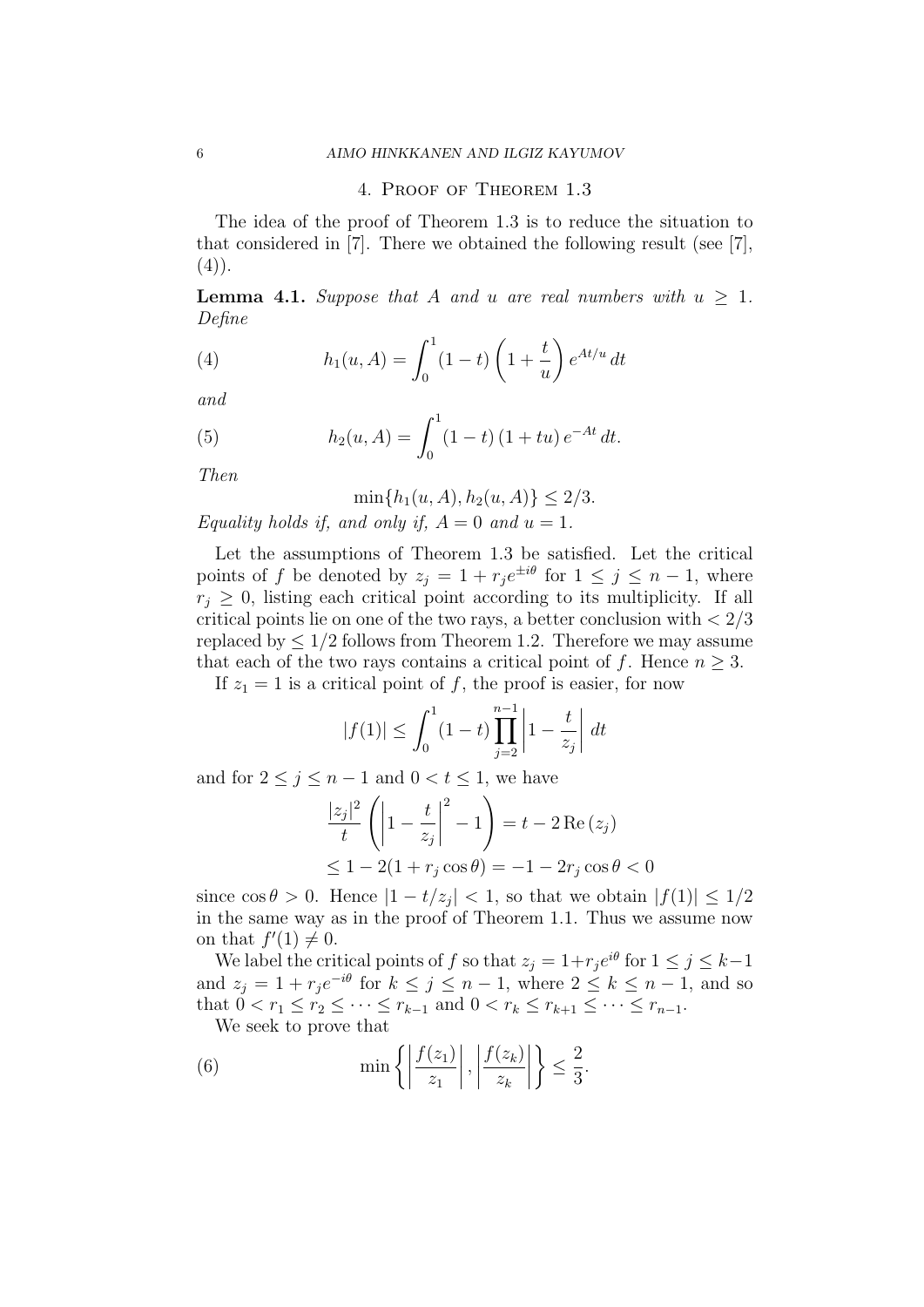## 4. Proof of Theorem 1.3

The idea of the proof of Theorem 1.3 is to reduce the situation to that considered in [7]. There we obtained the following result (see [7], (4)).

**Lemma 4.1.** *Suppose that $A$ and $u$ are real numbers with $u \geq 1$. Define*

$$h_1(u, A) = \int_0^1 (1-t)\left(1 + \frac{t}{u}\right) e^{At/u}\, dt \tag{4}$$

*and*

$$h_2(u, A) = \int_0^1 (1-t)\,(1+tu)\, e^{-At}\, dt. \tag{5}$$

*Then*

$$\min\{h_1(u, A), h_2(u, A)\} \leq 2/3.$$

*Equality holds if, and only if, $A = 0$ and $u = 1$.*

Let the assumptions of Theorem 1.3 be satisfied. Let the critical points of $f$ be denoted by $z_j = 1 + r_j e^{\pm i\theta}$ for $1 \leq j \leq n-1$, where $r_j \geq 0$, listing each critical point according to its multiplicity. If all critical points lie on one of the two rays, a better conclusion with $< 2/3$ replaced by $\leq 1/2$ follows from Theorem 1.2. Therefore we may assume that each of the two rays contains a critical point of $f$. Hence $n \geq 3$.

If $z_1 = 1$ is a critical point of $f$, the proof is easier, for now

$$|f(1)| \leq \int_0^1 (1-t) \prod_{j=2}^{n-1} \left|1 - \frac{t}{z_j}\right| dt$$

and for $2 \leq j \leq n-1$ and $0 < t \leq 1$, we have

$$\begin{aligned}
\frac{|z_j|^2}{t}\left(\left|1 - \frac{t}{z_j}\right|^2 - 1\right) &= t - 2\,\mathrm{Re}\,(z_j) \\
&\leq 1 - 2(1 + r_j \cos\theta) = -1 - 2r_j\cos\theta < 0
\end{aligned}$$

since $\cos\theta > 0$. Hence $|1 - t/z_j| < 1$, so that we obtain $|f(1)| \leq 1/2$ in the same way as in the proof of Theorem 1.1. Thus we assume now on that $f'(1) \neq 0$.

We label the critical points of $f$ so that $z_j = 1 + r_j e^{i\theta}$ for $1 \leq j \leq k-1$ and $z_j = 1 + r_j e^{-i\theta}$ for $k \leq j \leq n-1$, where $2 \leq k \leq n-1$, and so that $0 < r_1 \leq r_2 \leq \cdots \leq r_{k-1}$ and $0 < r_k \leq r_{k+1} \leq \cdots \leq r_{n-1}$.

We seek to prove that

$$\min\left\{\left|\frac{f(z_1)}{z_1}\right|, \left|\frac{f(z_k)}{z_k}\right|\right\} \leq \frac{2}{3}. \tag{6}$$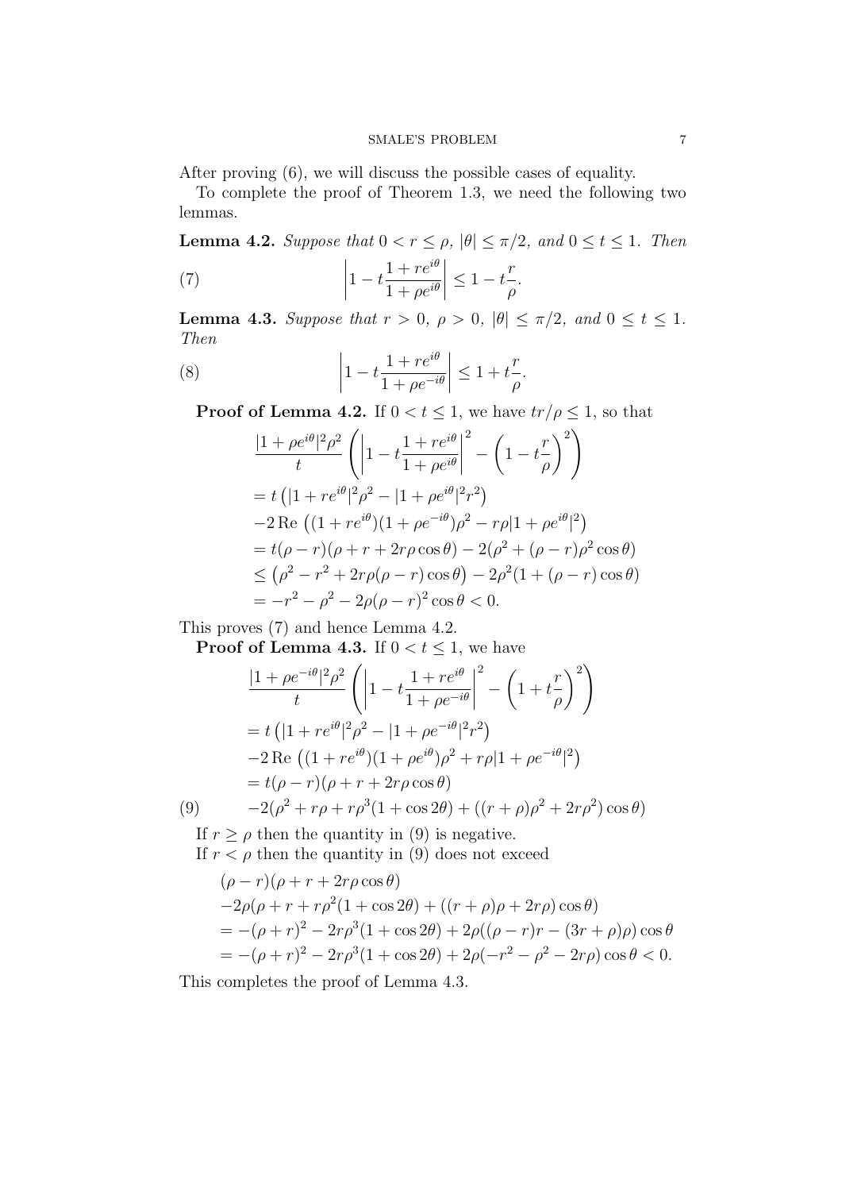After proving (6), we will discuss the possible cases of equality.

To complete the proof of Theorem 1.3, we need the following two lemmas.

**Lemma 4.2.** *Suppose that $0 < r \le \rho$, $|\theta| \le \pi/2$, and $0 \le t \le 1$. Then*

$$\left|1 - t\frac{1 + re^{i\theta}}{1 + \rho e^{i\theta}}\right| \le 1 - t\frac{r}{\rho}. \tag{7}$$

**Lemma 4.3.** *Suppose that $r > 0$, $\rho > 0$, $|\theta| \le \pi/2$, and $0 \le t \le 1$. Then*

$$\left|1 - t\frac{1 + re^{i\theta}}{1 + \rho e^{-i\theta}}\right| \le 1 + t\frac{r}{\rho}. \tag{8}$$

**Proof of Lemma 4.2.** If $0 < t \le 1$, we have $tr/\rho \le 1$, so that

$$
\begin{aligned}
&\frac{|1 + \rho e^{i\theta}|^2 \rho^2}{t}\left(\left|1 - t\frac{1 + re^{i\theta}}{1 + \rho e^{i\theta}}\right|^2 - \left(1 - t\frac{r}{\rho}\right)^2\right) \\
&= t\left(|1 + re^{i\theta}|^2\rho^2 - |1 + \rho e^{i\theta}|^2 r^2\right) \\
&-2\,\mathrm{Re}\left((1 + re^{i\theta})(1 + \rho e^{-i\theta})\rho^2 - r\rho|1 + \rho e^{i\theta}|^2\right) \\
&= t(\rho - r)(\rho + r + 2r\rho\cos\theta) - 2(\rho^2 + (\rho - r)\rho^2\cos\theta) \\
&\le \left(\rho^2 - r^2 + 2r\rho(\rho - r)\cos\theta\right) - 2\rho^2(1 + (\rho - r)\cos\theta) \\
&= -r^2 - \rho^2 - 2\rho(\rho - r)^2\cos\theta < 0.
\end{aligned}
$$

This proves (7) and hence Lemma 4.2.

**Proof of Lemma 4.3.** If $0 < t \le 1$, we have

$$
\begin{aligned}
&\frac{|1 + \rho e^{-i\theta}|^2 \rho^2}{t}\left(\left|1 - t\frac{1 + re^{i\theta}}{1 + \rho e^{-i\theta}}\right|^2 - \left(1 + t\frac{r}{\rho}\right)^2\right) \\
&= t\left(|1 + re^{i\theta}|^2\rho^2 - |1 + \rho e^{-i\theta}|^2 r^2\right) \\
&-2\,\mathrm{Re}\left((1 + re^{i\theta})(1 + \rho e^{i\theta})\rho^2 + r\rho|1 + \rho e^{-i\theta}|^2\right) \\
&= t(\rho - r)(\rho + r + 2r\rho\cos\theta)
\end{aligned}
$$

$$-2(\rho^2 + r\rho + r\rho^3(1 + \cos 2\theta) + ((r + \rho)\rho^2 + 2r\rho^2)\cos\theta) \tag{9}$$

If $r \ge \rho$ then the quantity in (9) is negative.

If $r < \rho$ then the quantity in (9) does not exceed

$$
\begin{aligned}
&(\rho - r)(\rho + r + 2r\rho\cos\theta) \\
&-2\rho(\rho + r + r\rho^2(1 + \cos 2\theta) + ((r + \rho)\rho + 2r\rho)\cos\theta) \\
&= -(\rho + r)^2 - 2r\rho^3(1 + \cos 2\theta) + 2\rho((\rho - r)r - (3r + \rho)\rho)\cos\theta \\
&= -(\rho + r)^2 - 2r\rho^3(1 + \cos 2\theta) + 2\rho(-r^2 - \rho^2 - 2r\rho)\cos\theta < 0.
\end{aligned}
$$

This completes the proof of Lemma 4.3.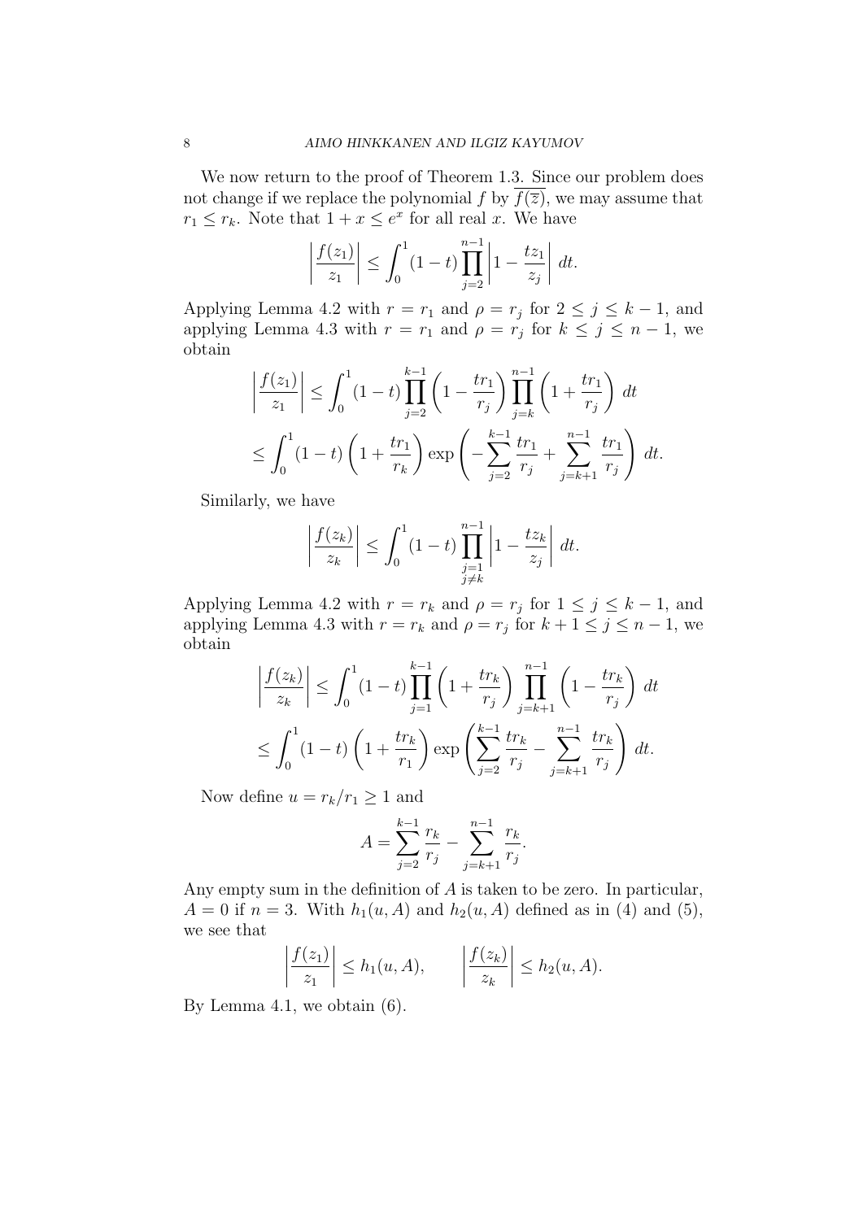We now return to the proof of Theorem 1.3. Since our problem does not change if we replace the polynomial $f$ by $\overline{f(\overline{z})}$, we may assume that $r_1 \le r_k$. Note that $1 + x \le e^x$ for all real $x$. We have

$$\left| \frac{f(z_1)}{z_1} \right| \le \int_0^1 (1-t) \prod_{j=2}^{n-1} \left| 1 - \frac{t z_1}{z_j} \right| \, dt.$$

Applying Lemma 4.2 with $r = r_1$ and $\rho = r_j$ for $2 \le j \le k-1$, and applying Lemma 4.3 with $r = r_1$ and $\rho = r_j$ for $k \le j \le n-1$, we obtain

$$\left| \frac{f(z_1)}{z_1} \right| \le \int_0^1 (1-t) \prod_{j=2}^{k-1} \left( 1 - \frac{t r_1}{r_j} \right) \prod_{j=k}^{n-1} \left( 1 + \frac{t r_1}{r_j} \right) \, dt$$

$$\le \int_0^1 (1-t) \left( 1 + \frac{t r_1}{r_k} \right) \exp\left( -\sum_{j=2}^{k-1} \frac{t r_1}{r_j} + \sum_{j=k+1}^{n-1} \frac{t r_1}{r_j} \right) \, dt.$$

Similarly, we have

$$\left| \frac{f(z_k)}{z_k} \right| \le \int_0^1 (1-t) \prod_{\substack{j=1 \\ j \ne k}}^{n-1} \left| 1 - \frac{t z_k}{z_j} \right| \, dt.$$

Applying Lemma 4.2 with $r = r_k$ and $\rho = r_j$ for $1 \le j \le k-1$, and applying Lemma 4.3 with $r = r_k$ and $\rho = r_j$ for $k+1 \le j \le n-1$, we obtain

$$\left| \frac{f(z_k)}{z_k} \right| \le \int_0^1 (1-t) \prod_{j=1}^{k-1} \left( 1 + \frac{t r_k}{r_j} \right) \prod_{j=k+1}^{n-1} \left( 1 - \frac{t r_k}{r_j} \right) \, dt$$

$$\le \int_0^1 (1-t) \left( 1 + \frac{t r_k}{r_1} \right) \exp\left( \sum_{j=2}^{k-1} \frac{t r_k}{r_j} - \sum_{j=k+1}^{n-1} \frac{t r_k}{r_j} \right) \, dt.$$

Now define $u = r_k / r_1 \ge 1$ and

$$A = \sum_{j=2}^{k-1} \frac{r_k}{r_j} - \sum_{j=k+1}^{n-1} \frac{r_k}{r_j}.$$

Any empty sum in the definition of $A$ is taken to be zero. In particular, $A = 0$ if $n = 3$. With $h_1(u, A)$ and $h_2(u, A)$ defined as in (4) and (5), we see that

$$\left| \frac{f(z_1)}{z_1} \right| \le h_1(u, A), \qquad \left| \frac{f(z_k)}{z_k} \right| \le h_2(u, A).$$

By Lemma 4.1, we obtain (6).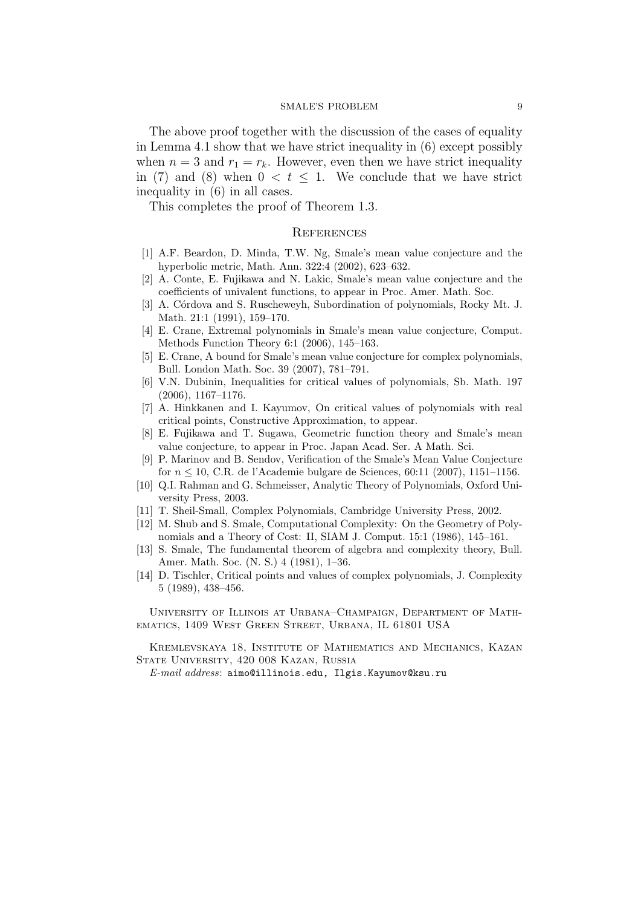The above proof together with the discussion of the cases of equality in Lemma 4.1 show that we have strict inequality in (6) except possibly when $n = 3$ and $r_1 = r_k$. However, even then we have strict inequality in (7) and (8) when $0 < t \leq 1$. We conclude that we have strict inequality in (6) in all cases.

This completes the proof of Theorem 1.3.

## References

[1] A.F. Beardon, D. Minda, T.W. Ng, Smale's mean value conjecture and the hyperbolic metric, Math. Ann. 322:4 (2002), 623–632.

[2] A. Conte, E. Fujikawa and N. Lakic, Smale's mean value conjecture and the coefficients of univalent functions, to appear in Proc. Amer. Math. Soc.

[3] A. Córdova and S. Ruscheweyh, Subordination of polynomials, Rocky Mt. J. Math. 21:1 (1991), 159–170.

[4] E. Crane, Extremal polynomials in Smale's mean value conjecture, Comput. Methods Function Theory 6:1 (2006), 145–163.

[5] E. Crane, A bound for Smale's mean value conjecture for complex polynomials, Bull. London Math. Soc. 39 (2007), 781–791.

[6] V.N. Dubinin, Inequalities for critical values of polynomials, Sb. Math. 197 (2006), 1167–1176.

[7] A. Hinkkanen and I. Kayumov, On critical values of polynomials with real critical points, Constructive Approximation, to appear.

[8] E. Fujikawa and T. Sugawa, Geometric function theory and Smale's mean value conjecture, to appear in Proc. Japan Acad. Ser. A Math. Sci.

[9] P. Marinov and B. Sendov, Verification of the Smale's Mean Value Conjecture for $n \leq 10$, C.R. de l'Academie bulgare de Sciences, 60:11 (2007), 1151–1156.

[10] Q.I. Rahman and G. Schmeisser, Analytic Theory of Polynomials, Oxford University Press, 2003.

[11] T. Sheil-Small, Complex Polynomials, Cambridge University Press, 2002.

[12] M. Shub and S. Smale, Computational Complexity: On the Geometry of Polynomials and a Theory of Cost: II, SIAM J. Comput. 15:1 (1986), 145–161.

[13] S. Smale, The fundamental theorem of algebra and complexity theory, Bull. Amer. Math. Soc. (N. S.) 4 (1981), 1–36.

[14] D. Tischler, Critical points and values of complex polynomials, J. Complexity 5 (1989), 438–456.

University of Illinois at Urbana–Champaign, Department of Mathematics, 1409 West Green Street, Urbana, IL 61801 USA

Kremlevskaya 18, Institute of Mathematics and Mechanics, Kazan State University, 420 008 Kazan, Russia

*E-mail address*: aimo@illinois.edu, Ilgis.Kayumov@ksu.ru